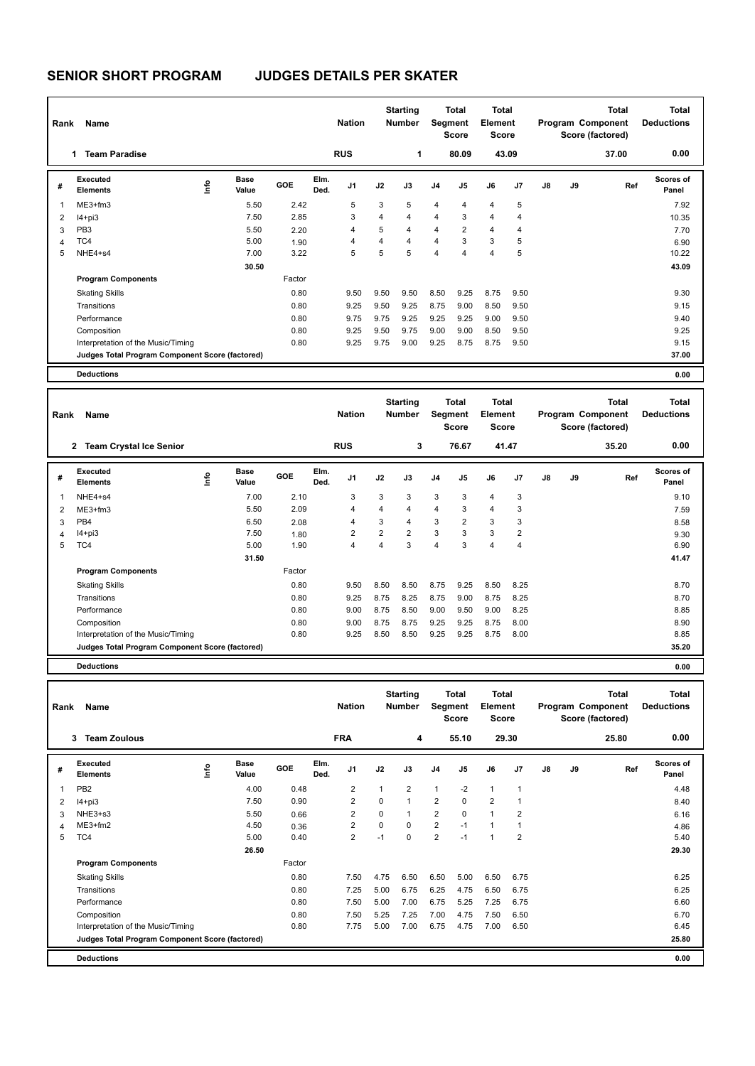# SENIOR SHORT PROGRAM JUDGES DETAILS PER SKATER

| Rank | Name | Nation | Starting Number | Total Segment Score | Total Element Score | Total Program Component Score (factored) | Total Deductions |
|---|---|---|---|---|---|---|---|
| 1 | Team Paradise | RUS | 1 | 80.09 | 43.09 | 37.00 | 0.00 |

| # | Executed Elements | Info | Base Value | GOE | Elm. Ded. | J1 | J2 | J3 | J4 | J5 | J6 | J7 | J8 | J9 | Ref | Scores of Panel |
|---|---|---|---|---|---|---|---|---|---|---|---|---|---|---|---|---|
| 1 | ME3+fm3 | | 5.50 | 2.42 | | 5 | 3 | 5 | 4 | 4 | 4 | 5 | | | | 7.92 |
| 2 | I4+pi3 | | 7.50 | 2.85 | | 3 | 4 | 4 | 4 | 3 | 4 | 4 | | | | 10.35 |
| 3 | PB3 | | 5.50 | 2.20 | | 4 | 5 | 4 | 4 | 2 | 4 | 4 | | | | 7.70 |
| 4 | TC4 | | 5.00 | 1.90 | | 4 | 4 | 4 | 4 | 3 | 3 | 5 | | | | 6.90 |
| 5 | NHE4+s4 | | 7.00 | 3.22 | | 5 | 5 | 5 | 4 | 4 | 4 | 5 | | | | 10.22 |
| | | | 30.50 | | | | | | | | | | | | | 43.09 |

| Program Components | Factor | J1 | J2 | J3 | J4 | J5 | J6 | J7 | J8 | J9 | Scores of Panel |
|---|---|---|---|---|---|---|---|---|---|---|---|
| Skating Skills | 0.80 | 9.50 | 9.50 | 9.50 | 8.50 | 9.25 | 8.75 | 9.50 | | | 9.30 |
| Transitions | 0.80 | 9.25 | 9.50 | 9.25 | 8.75 | 9.00 | 8.50 | 9.50 | | | 9.15 |
| Performance | 0.80 | 9.75 | 9.75 | 9.25 | 9.25 | 9.25 | 9.00 | 9.50 | | | 9.40 |
| Composition | 0.80 | 9.25 | 9.50 | 9.75 | 9.00 | 9.00 | 8.50 | 9.50 | | | 9.25 |
| Interpretation of the Music/Timing | 0.80 | 9.25 | 9.75 | 9.00 | 9.25 | 8.75 | 8.75 | 9.50 | | | 9.15 |
| Judges Total Program Component Score (factored) | | | | | | | | | | | 37.00 |

| Deductions | 0.00 |
|---|---|

| Rank | Name | Nation | Starting Number | Total Segment Score | Total Element Score | Total Program Component Score (factored) | Total Deductions |
|---|---|---|---|---|---|---|---|
| 2 | Team Crystal Ice Senior | RUS | 3 | 76.67 | 41.47 | 35.20 | 0.00 |

| # | Executed Elements | Info | Base Value | GOE | Elm. Ded. | J1 | J2 | J3 | J4 | J5 | J6 | J7 | J8 | J9 | Ref | Scores of Panel |
|---|---|---|---|---|---|---|---|---|---|---|---|---|---|---|---|---|
| 1 | NHE4+s4 | | 7.00 | 2.10 | | 3 | 3 | 3 | 3 | 3 | 4 | 3 | | | | 9.10 |
| 2 | ME3+fm3 | | 5.50 | 2.09 | | 4 | 4 | 4 | 4 | 3 | 4 | 3 | | | | 7.59 |
| 3 | PB4 | | 6.50 | 2.08 | | 4 | 3 | 4 | 3 | 2 | 3 | 3 | | | | 8.58 |
| 4 | I4+pi3 | | 7.50 | 1.80 | | 2 | 2 | 2 | 3 | 3 | 3 | 2 | | | | 9.30 |
| 5 | TC4 | | 5.00 | 1.90 | | 4 | 4 | 3 | 4 | 3 | 4 | 4 | | | | 6.90 |
| | | | 31.50 | | | | | | | | | | | | | 41.47 |

| Program Components | Factor | J1 | J2 | J3 | J4 | J5 | J6 | J7 | J8 | J9 | Scores of Panel |
|---|---|---|---|---|---|---|---|---|---|---|---|
| Skating Skills | 0.80 | 9.50 | 8.50 | 8.50 | 8.75 | 9.25 | 8.50 | 8.25 | | | 8.70 |
| Transitions | 0.80 | 9.25 | 8.75 | 8.25 | 8.75 | 9.00 | 8.75 | 8.25 | | | 8.70 |
| Performance | 0.80 | 9.00 | 8.75 | 8.50 | 9.00 | 9.50 | 9.00 | 8.25 | | | 8.85 |
| Composition | 0.80 | 9.00 | 8.75 | 8.75 | 9.25 | 9.25 | 8.75 | 8.00 | | | 8.90 |
| Interpretation of the Music/Timing | 0.80 | 9.25 | 8.50 | 8.50 | 9.25 | 9.25 | 8.75 | 8.00 | | | 8.85 |
| Judges Total Program Component Score (factored) | | | | | | | | | | | 35.20 |

| Deductions | 0.00 |
|---|---|

| Rank | Name | Nation | Starting Number | Total Segment Score | Total Element Score | Total Program Component Score (factored) | Total Deductions |
|---|---|---|---|---|---|---|---|
| 3 | Team Zoulous | FRA | 4 | 55.10 | 29.30 | 25.80 | 0.00 |

| # | Executed Elements | Info | Base Value | GOE | Elm. Ded. | J1 | J2 | J3 | J4 | J5 | J6 | J7 | J8 | J9 | Ref | Scores of Panel |
|---|---|---|---|---|---|---|---|---|---|---|---|---|---|---|---|---|
| 1 | PB2 | | 4.00 | 0.48 | | 2 | 1 | 2 | 1 | -2 | 1 | 1 | | | | 4.48 |
| 2 | I4+pi3 | | 7.50 | 0.90 | | 2 | 0 | 1 | 2 | 0 | 2 | 1 | | | | 8.40 |
| 3 | NHE3+s3 | | 5.50 | 0.66 | | 2 | 0 | 1 | 2 | 0 | 1 | 2 | | | | 6.16 |
| 4 | ME3+fm2 | | 4.50 | 0.36 | | 2 | 0 | 0 | 2 | -1 | 1 | 1 | | | | 4.86 |
| 5 | TC4 | | 5.00 | 0.40 | | 2 | -1 | 0 | 2 | -1 | 1 | 2 | | | | 5.40 |
| | | | 26.50 | | | | | | | | | | | | | 29.30 |

| Program Components | Factor | J1 | J2 | J3 | J4 | J5 | J6 | J7 | J8 | J9 | Scores of Panel |
|---|---|---|---|---|---|---|---|---|---|---|---|
| Skating Skills | 0.80 | 7.50 | 4.75 | 6.50 | 6.50 | 5.00 | 6.50 | 6.75 | | | 6.25 |
| Transitions | 0.80 | 7.25 | 5.00 | 6.75 | 6.25 | 4.75 | 6.50 | 6.75 | | | 6.25 |
| Performance | 0.80 | 7.50 | 5.00 | 7.00 | 6.75 | 5.25 | 7.25 | 6.75 | | | 6.60 |
| Composition | 0.80 | 7.50 | 5.25 | 7.25 | 7.00 | 4.75 | 7.50 | 6.50 | | | 6.70 |
| Interpretation of the Music/Timing | 0.80 | 7.75 | 5.00 | 7.00 | 6.75 | 4.75 | 7.00 | 6.50 | | | 6.45 |
| Judges Total Program Component Score (factored) | | | | | | | | | | | 25.80 |

| Deductions | 0.00 |
|---|---|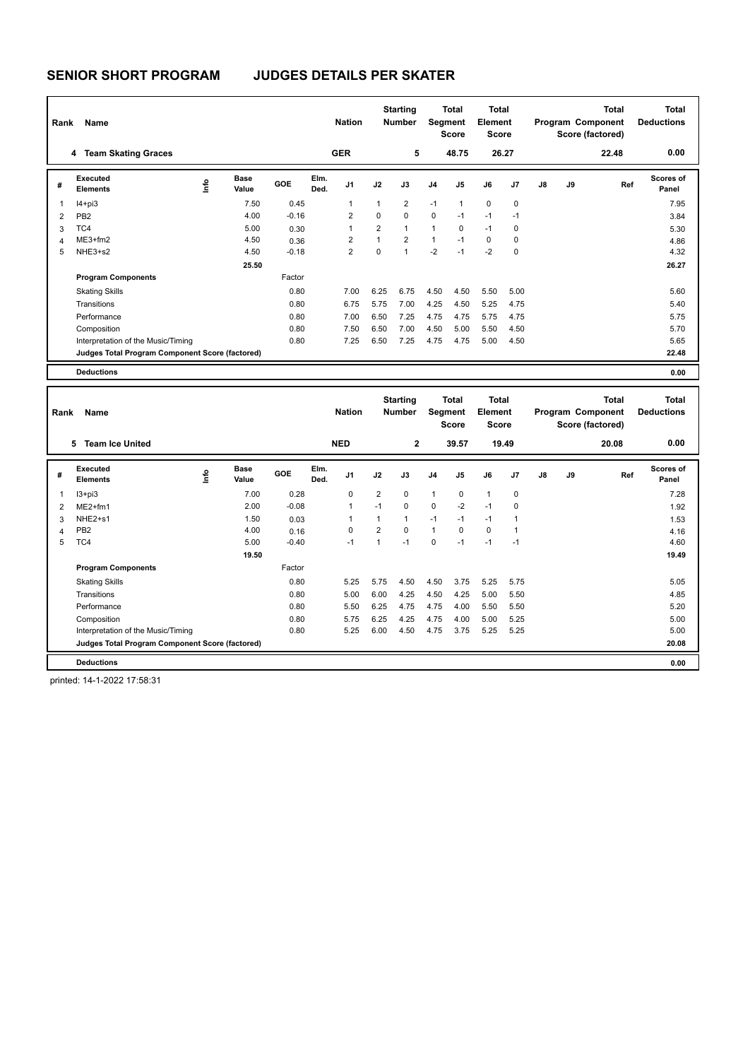## SENIOR SHORT PROGRAM JUDGES DETAILS PER SKATER

| Rank | Name | Nation | Starting Number | Total Segment Score | Total Element Score | Total Program Component Score (factored) | Total Deductions |
|---|---|---|---|---|---|---|---|
| 4 | Team Skating Graces | GER | 5 | 48.75 | 26.27 | 22.48 | 0.00 |

| # | Executed Elements | Info | Base Value | GOE | Elm. Ded. | J1 | J2 | J3 | J4 | J5 | J6 | J7 | J8 | J9 | Ref | Scores of Panel |
|---|---|---|---|---|---|---|---|---|---|---|---|---|---|---|---|---|
| 1 | I4+pi3 | | 7.50 | 0.45 | | 1 | 1 | 2 | -1 | 1 | 0 | 0 | | | | 7.95 |
| 2 | PB2 | | 4.00 | -0.16 | | 2 | 0 | 0 | 0 | -1 | -1 | -1 | | | | 3.84 |
| 3 | TC4 | | 5.00 | 0.30 | | 1 | 2 | 1 | 1 | 0 | -1 | 0 | | | | 5.30 |
| 4 | ME3+fm2 | | 4.50 | 0.36 | | 2 | 1 | 2 | 1 | -1 | 0 | 0 | | | | 4.86 |
| 5 | NHE3+s2 | | 4.50 | -0.18 | | 2 | 0 | 1 | -2 | -1 | -2 | 0 | | | | 4.32 |
| | | | 25.50 | | | | | | | | | | | | | 26.27 |

| Program Components | Factor | J1 | J2 | J3 | J4 | J5 | J6 | J7 | J8 | J9 | Scores of Panel |
|---|---|---|---|---|---|---|---|---|---|---|---|
| Skating Skills | 0.80 | 7.00 | 6.25 | 6.75 | 4.50 | 4.50 | 5.50 | 5.00 | | | 5.60 |
| Transitions | 0.80 | 6.75 | 5.75 | 7.00 | 4.25 | 4.50 | 5.25 | 4.75 | | | 5.40 |
| Performance | 0.80 | 7.00 | 6.50 | 7.25 | 4.75 | 4.75 | 5.75 | 4.75 | | | 5.75 |
| Composition | 0.80 | 7.50 | 6.50 | 7.00 | 4.50 | 5.00 | 5.50 | 4.50 | | | 5.70 |
| Interpretation of the Music/Timing | 0.80 | 7.25 | 6.50 | 7.25 | 4.75 | 4.75 | 5.00 | 4.50 | | | 5.65 |
| Judges Total Program Component Score (factored) | | | | | | | | | | | 22.48 |

| Deductions | 0.00 |
|---|---|

| Rank | Name | Nation | Starting Number | Total Segment Score | Total Element Score | Total Program Component Score (factored) | Total Deductions |
|---|---|---|---|---|---|---|---|
| 5 | Team Ice United | NED | 2 | 39.57 | 19.49 | 20.08 | 0.00 |

| # | Executed Elements | Info | Base Value | GOE | Elm. Ded. | J1 | J2 | J3 | J4 | J5 | J6 | J7 | J8 | J9 | Ref | Scores of Panel |
|---|---|---|---|---|---|---|---|---|---|---|---|---|---|---|---|---|
| 1 | I3+pi3 | | 7.00 | 0.28 | | 0 | 2 | 0 | 1 | 0 | 1 | 0 | | | | 7.28 |
| 2 | ME2+fm1 | | 2.00 | -0.08 | | 1 | -1 | 0 | 0 | -2 | -1 | 0 | | | | 1.92 |
| 3 | NHE2+s1 | | 1.50 | 0.03 | | 1 | 1 | 1 | -1 | -1 | -1 | 1 | | | | 1.53 |
| 4 | PB2 | | 4.00 | 0.16 | | 0 | 2 | 0 | 1 | 0 | 0 | 1 | | | | 4.16 |
| 5 | TC4 | | 5.00 | -0.40 | | -1 | 1 | -1 | 0 | -1 | -1 | -1 | | | | 4.60 |
| | | | 19.50 | | | | | | | | | | | | | 19.49 |

| Program Components | Factor | J1 | J2 | J3 | J4 | J5 | J6 | J7 | J8 | J9 | Scores of Panel |
|---|---|---|---|---|---|---|---|---|---|---|---|
| Skating Skills | 0.80 | 5.25 | 5.75 | 4.50 | 4.50 | 3.75 | 5.25 | 5.75 | | | 5.05 |
| Transitions | 0.80 | 5.00 | 6.00 | 4.25 | 4.50 | 4.25 | 5.00 | 5.50 | | | 4.85 |
| Performance | 0.80 | 5.50 | 6.25 | 4.75 | 4.75 | 4.00 | 5.50 | 5.50 | | | 5.20 |
| Composition | 0.80 | 5.75 | 6.25 | 4.25 | 4.75 | 4.00 | 5.00 | 5.25 | | | 5.00 |
| Interpretation of the Music/Timing | 0.80 | 5.25 | 6.00 | 4.50 | 4.75 | 3.75 | 5.25 | 5.25 | | | 5.00 |
| Judges Total Program Component Score (factored) | | | | | | | | | | | 20.08 |

| Deductions | 0.00 |
|---|---|

printed: 14-1-2022 17:58:31